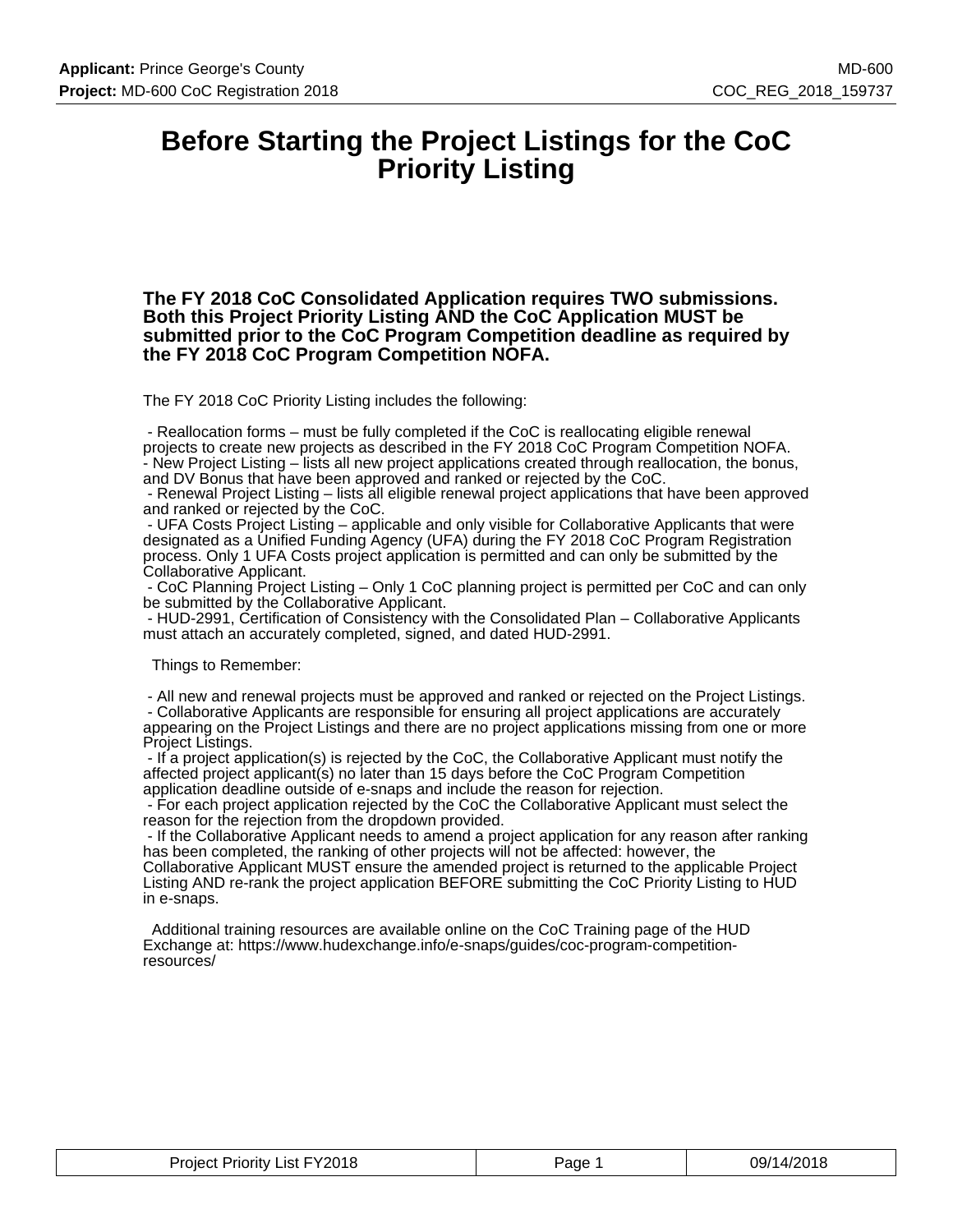# Before Starting the Project Listings for the CoC Priority Listing

**The FY 2018 CoC Consolidated Application requires TWO submissions. Both this Project Priority Listing AND the CoC Application MUST be submitted prior to the CoC Program Competition deadline as required by the FY 2018 CoC Program Competition NOFA.**

The FY 2018 CoC Priority Listing includes the following:

- Reallocation forms – must be fully completed if the CoC is reallocating eligible renewal projects to create new projects as described in the FY 2018 CoC Program Competition NOFA.
- New Project Listing – lists all new project applications created through reallocation, the bonus, and DV Bonus that have been approved and ranked or rejected by the CoC.
- Renewal Project Listing – lists all eligible renewal project applications that have been approved and ranked or rejected by the CoC.
- UFA Costs Project Listing – applicable and only visible for Collaborative Applicants that were designated as a Unified Funding Agency (UFA) during the FY 2018 CoC Program Registration process. Only 1 UFA Costs project application is permitted and can only be submitted by the Collaborative Applicant.
- CoC Planning Project Listing – Only 1 CoC planning project is permitted per CoC and can only be submitted by the Collaborative Applicant.
- HUD-2991, Certification of Consistency with the Consolidated Plan – Collaborative Applicants must attach an accurately completed, signed, and dated HUD-2991.

Things to Remember:

- All new and renewal projects must be approved and ranked or rejected on the Project Listings.
- Collaborative Applicants are responsible for ensuring all project applications are accurately appearing on the Project Listings and there are no project applications missing from one or more Project Listings.
- If a project application(s) is rejected by the CoC, the Collaborative Applicant must notify the affected project applicant(s) no later than 15 days before the CoC Program Competition application deadline outside of e-snaps and include the reason for rejection.
- For each project application rejected by the CoC the Collaborative Applicant must select the reason for the rejection from the dropdown provided.
- If the Collaborative Applicant needs to amend a project application for any reason after ranking has been completed, the ranking of other projects will not be affected: however, the Collaborative Applicant MUST ensure the amended project is returned to the applicable Project Listing AND re-rank the project application BEFORE submitting the CoC Priority Listing to HUD in e-snaps.

Additional training resources are available online on the CoC Training page of the HUD Exchange at: https://www.hudexchange.info/e-snaps/guides/coc-program-competition-resources/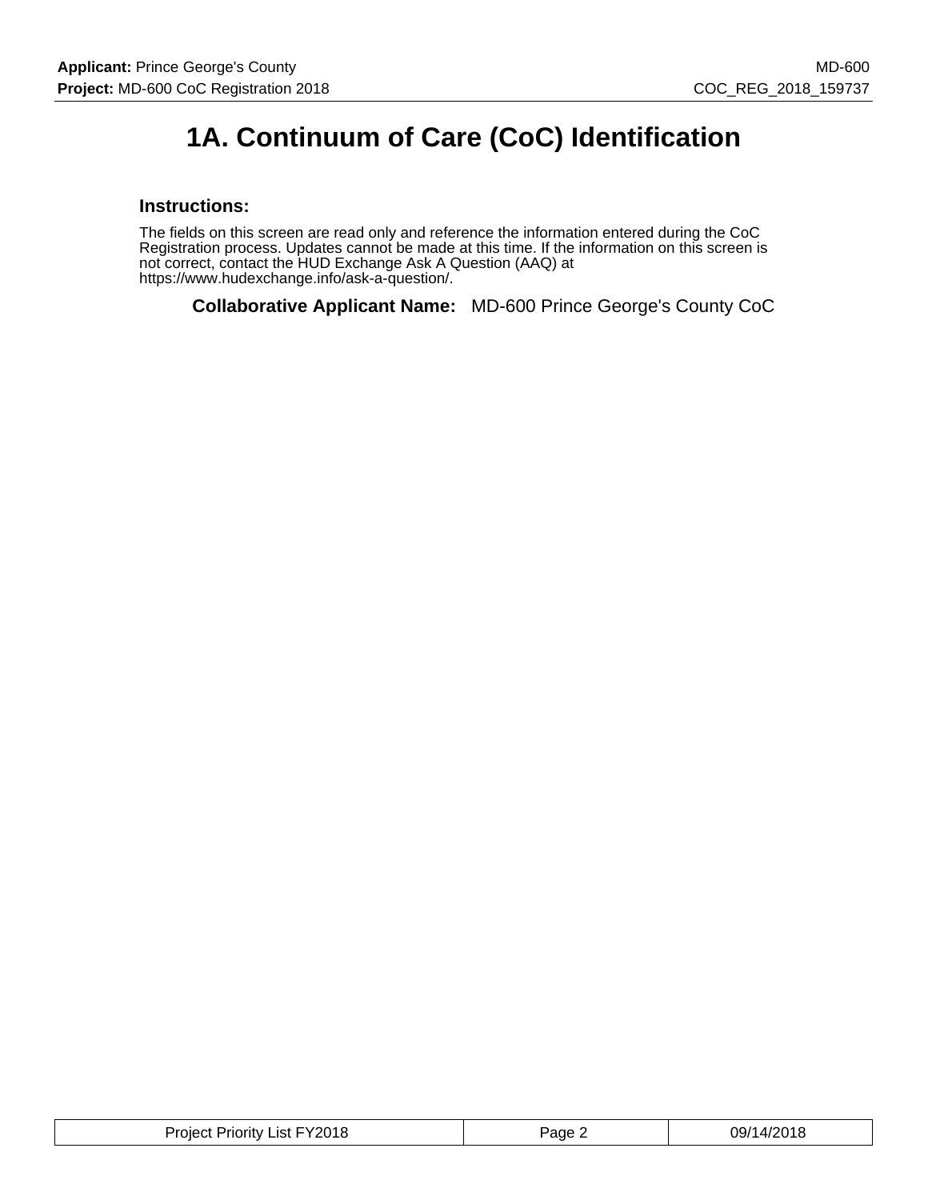# 1A. Continuum of Care (CoC) Identification

### Instructions:

The fields on this screen are read only and reference the information entered during the CoC Registration process. Updates cannot be made at this time. If the information on this screen is not correct, contact the HUD Exchange Ask A Question (AAQ) at https://www.hudexchange.info/ask-a-question/.

**Collaborative Applicant Name:** MD-600 Prince George's County CoC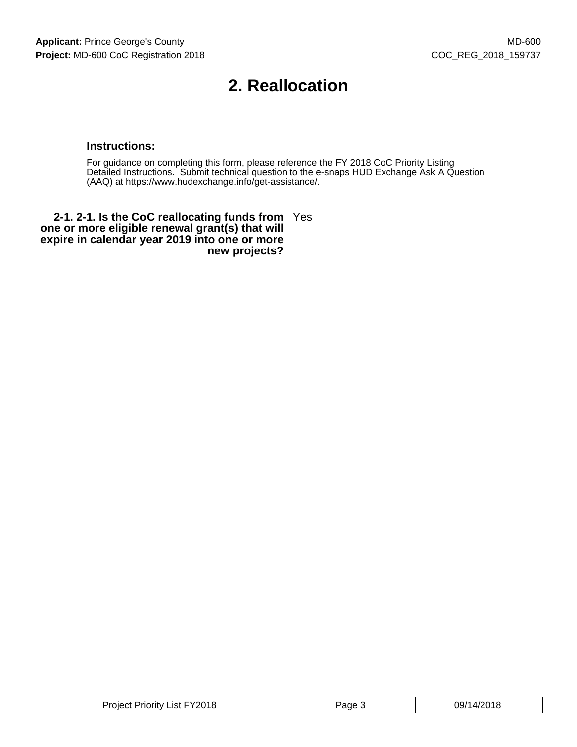# 2. Reallocation

**Instructions:**

For guidance on completing this form, please reference the FY 2018 CoC Priority Listing Detailed Instructions. Submit technical question to the e-snaps HUD Exchange Ask A Question (AAQ) at https://www.hudexchange.info/get-assistance/.

**2-1. 2-1. Is the CoC reallocating funds from one or more eligible renewal grant(s) that will expire in calendar year 2019 into one or more new projects?** Yes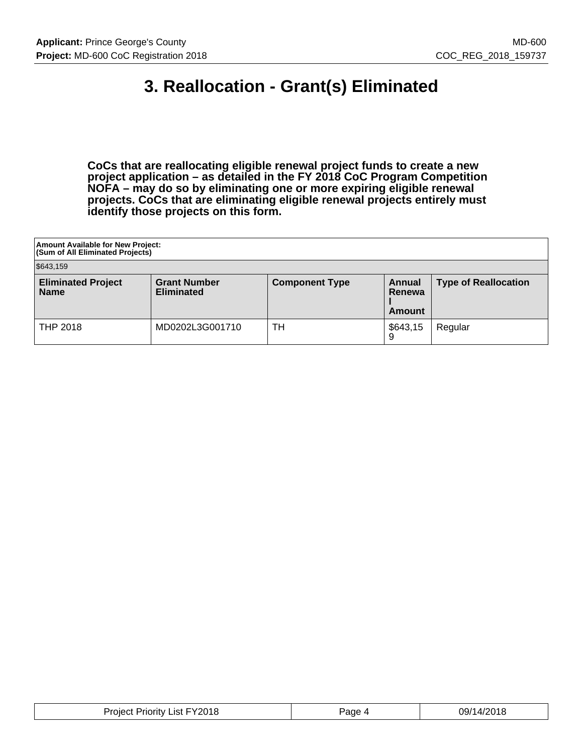# 3. Reallocation - Grant(s) Eliminated

**CoCs that are reallocating eligible renewal project funds to create a new project application – as detailed in the FY 2018 CoC Program Competition NOFA – may do so by eliminating one or more expiring eligible renewal projects. CoCs that are eliminating eligible renewal projects entirely must identify those projects on this form.**

| Amount Available for New Project: (Sum of All Eliminated Projects) | | | | |
|---|---|---|---|---|
| $643,159 | | | | |
| **Eliminated Project Name** | **Grant Number Eliminated** | **Component Type** | **Annual Renewal Amount** | **Type of Reallocation** |
| THP 2018 | MD0202L3G001710 | TH | $643,159 | Regular |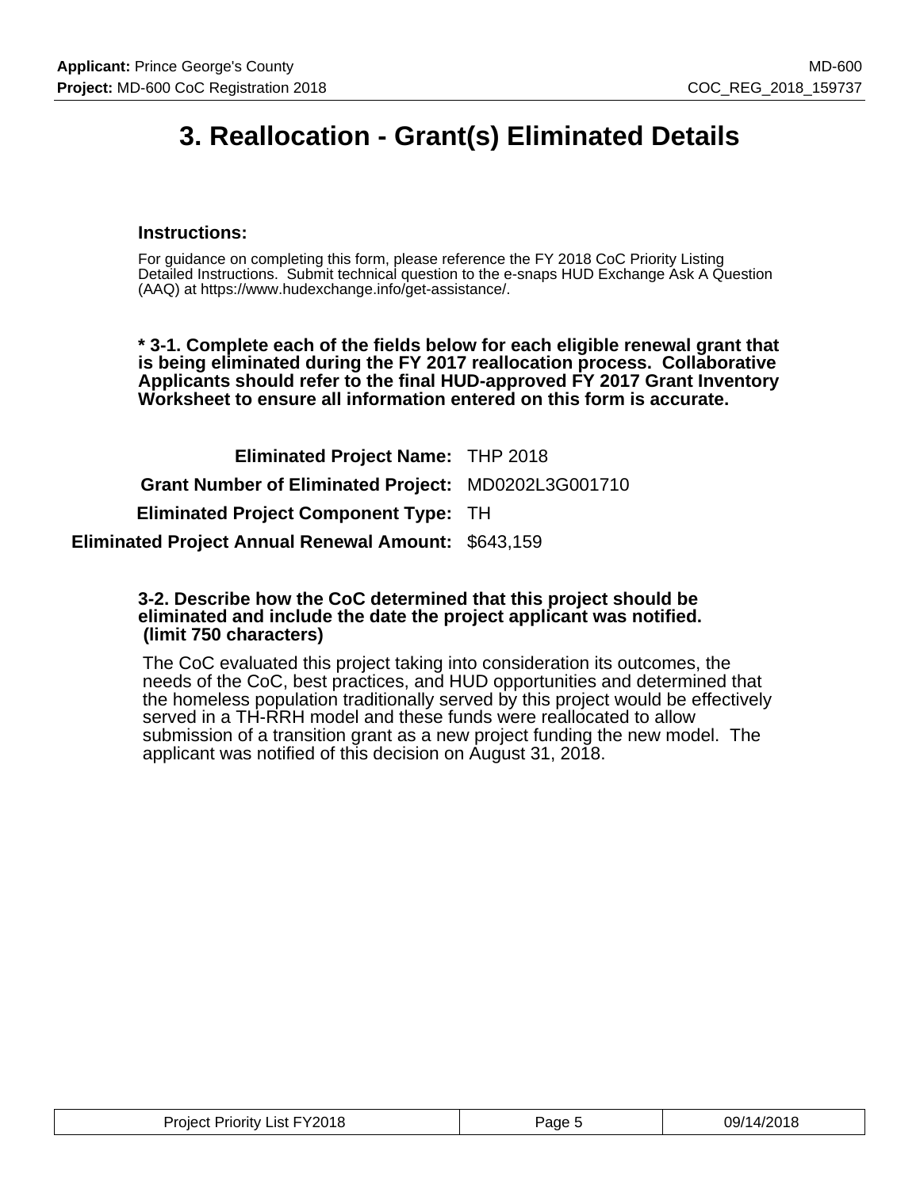# 3. Reallocation - Grant(s) Eliminated Details

### Instructions:

For guidance on completing this form, please reference the FY 2018 CoC Priority Listing Detailed Instructions. Submit technical question to the e-snaps HUD Exchange Ask A Question (AAQ) at https://www.hudexchange.info/get-assistance/.

**\* 3-1. Complete each of the fields below for each eligible renewal grant that is being eliminated during the FY 2017 reallocation process. Collaborative Applicants should refer to the final HUD-approved FY 2017 Grant Inventory Worksheet to ensure all information entered on this form is accurate.**

| | |
|---|---|
| **Eliminated Project Name:** | THP 2018 |
| **Grant Number of Eliminated Project:** | MD0202L3G001710 |
| **Eliminated Project Component Type:** | TH |
| **Eliminated Project Annual Renewal Amount:** | $643,159 |

**3-2. Describe how the CoC determined that this project should be eliminated and include the date the project applicant was notified. (limit 750 characters)**

The CoC evaluated this project taking into consideration its outcomes, the needs of the CoC, best practices, and HUD opportunities and determined that the homeless population traditionally served by this project would be effectively served in a TH-RRH model and these funds were reallocated to allow submission of a transition grant as a new project funding the new model. The applicant was notified of this decision on August 31, 2018.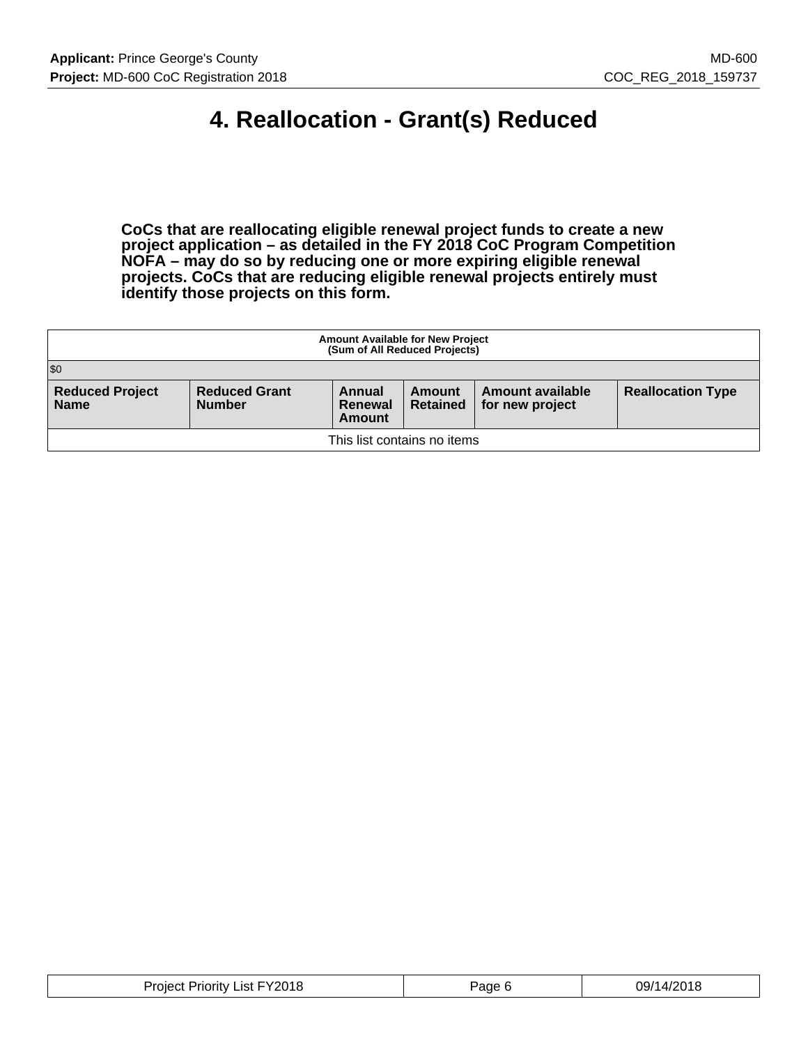# 4. Reallocation - Grant(s) Reduced

**CoCs that are reallocating eligible renewal project funds to create a new project application – as detailed in the FY 2018 CoC Program Competition NOFA – may do so by reducing one or more expiring eligible renewal projects. CoCs that are reducing eligible renewal projects entirely must identify those projects on this form.**

| Amount Available for New Project (Sum of All Reduced Projects) | | | | | |
|---|---|---|---|---|---|
| $0 | | | | | |
| **Reduced Project Name** | **Reduced Grant Number** | **Annual Renewal Amount** | **Amount Retained** | **Amount available for new project** | **Reallocation Type** |
| This list contains no items | | | | | |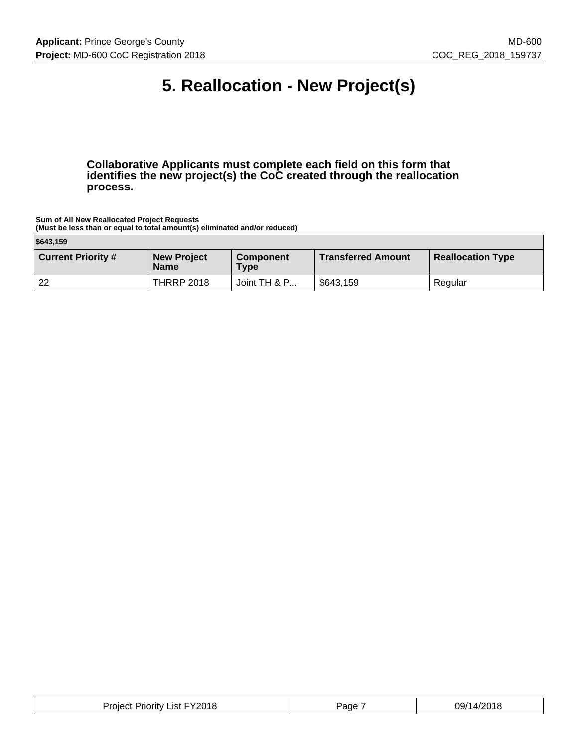# 5. Reallocation - New Project(s)

**Collaborative Applicants must complete each field on this form that identifies the new project(s) the CoC created through the reallocation process.**

**Sum of All New Reallocated Project Requests**
**(Must be less than or equal to total amount(s) eliminated and/or reduced)**

| $643,159 | | | | |
|---|---|---|---|---|
| **Current Priority #** | **New Project Name** | **Component Type** | **Transferred Amount** | **Reallocation Type** |
| 22 | THRRP 2018 | Joint TH & P... | $643,159 | Regular |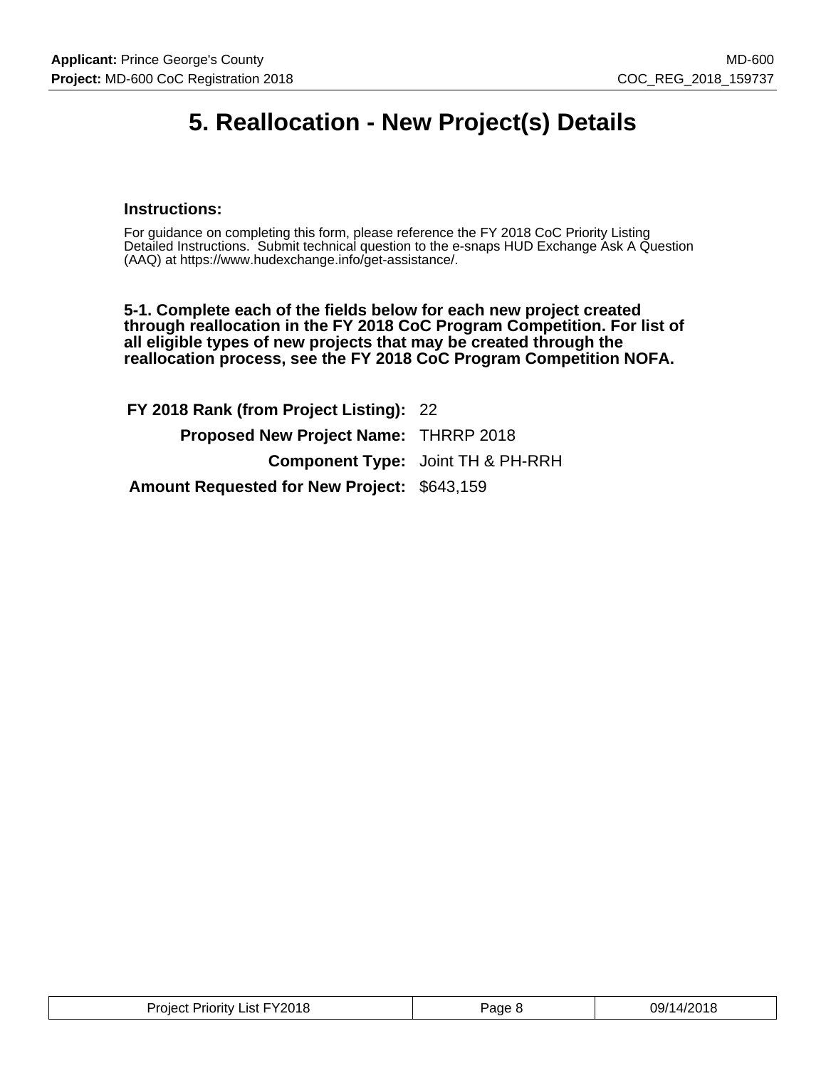# 5. Reallocation - New Project(s) Details

### Instructions:

For guidance on completing this form, please reference the FY 2018 CoC Priority Listing Detailed Instructions. Submit technical question to the e-snaps HUD Exchange Ask A Question (AAQ) at https://www.hudexchange.info/get-assistance/.

**5-1. Complete each of the fields below for each new project created through reallocation in the FY 2018 CoC Program Competition. For list of all eligible types of new projects that may be created through the reallocation process, see the FY 2018 CoC Program Competition NOFA.**

**FY 2018 Rank (from Project Listing):** 22

**Proposed New Project Name:** THRRP 2018

**Component Type:** Joint TH & PH-RRH

**Amount Requested for New Project:** $643,159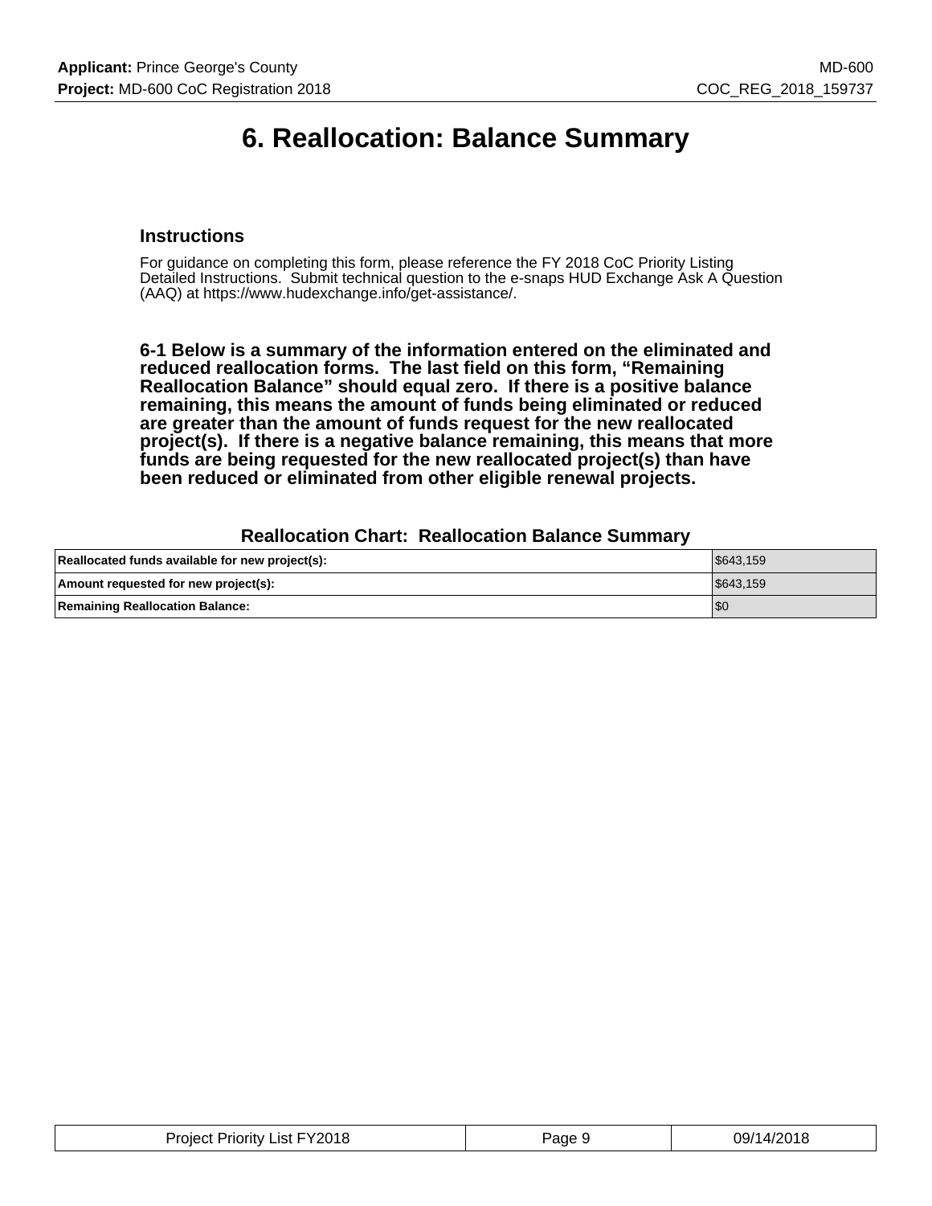# 6. Reallocation: Balance Summary

### Instructions

For guidance on completing this form, please reference the FY 2018 CoC Priority Listing Detailed Instructions. Submit technical question to the e-snaps HUD Exchange Ask A Question (AAQ) at https://www.hudexchange.info/get-assistance/.

**6-1 Below is a summary of the information entered on the eliminated and reduced reallocation forms. The last field on this form, "Remaining Reallocation Balance" should equal zero. If there is a positive balance remaining, this means the amount of funds being eliminated or reduced are greater than the amount of funds request for the new reallocated project(s). If there is a negative balance remaining, this means that more funds are being requested for the new reallocated project(s) than have been reduced or eliminated from other eligible renewal projects.**

### Reallocation Chart: Reallocation Balance Summary

| | |
|---|---|
| **Reallocated funds available for new project(s):** | $643,159 |
| **Amount requested for new project(s):** | $643,159 |
| **Remaining Reallocation Balance:** | $0 |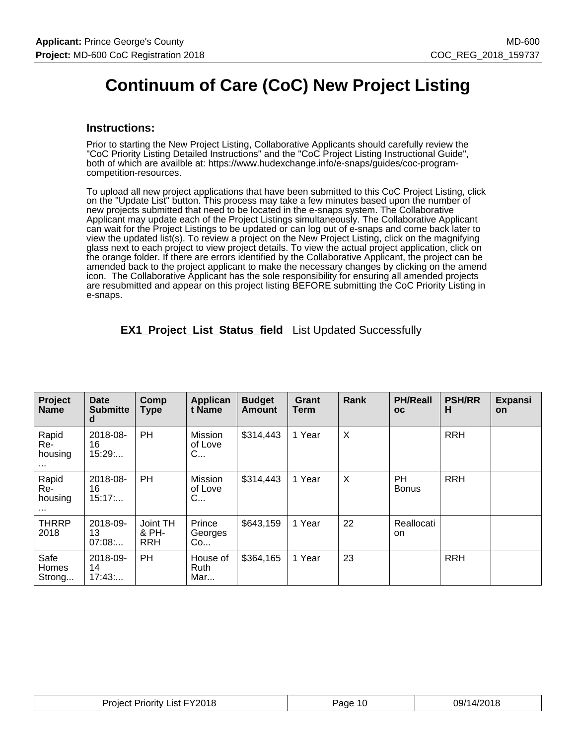# Continuum of Care (CoC) New Project Listing

## Instructions:

Prior to starting the New Project Listing, Collaborative Applicants should carefully review the "CoC Priority Listing Detailed Instructions" and the "CoC Project Listing Instructional Guide", both of which are availble at: https://www.hudexchange.info/e-snaps/guides/coc-program-competition-resources.

To upload all new project applications that have been submitted to this CoC Project Listing, click on the "Update List" button. This process may take a few minutes based upon the number of new projects submitted that need to be located in the e-snaps system. The Collaborative Applicant may update each of the Project Listings simultaneously. The Collaborative Applicant can wait for the Project Listings to be updated or can log out of e-snaps and come back later to view the updated list(s). To review a project on the New Project Listing, click on the magnifying glass next to each project to view project details. To view the actual project application, click on the orange folder. If there are errors identified by the Collaborative Applicant, the project can be amended back to the project applicant to make the necessary changes by clicking on the amend icon. The Collaborative Applicant has the sole responsibility for ensuring all amended projects are resubmitted and appear on this project listing BEFORE submitting the CoC Priority Listing in e-snaps.

**EX1_Project_List_Status_field** List Updated Successfully

| Project Name | Date Submitted | Comp Type | Applicant Name | Budget Amount | Grant Term | Rank | PH/Realloc | PSH/RRH | Expansion |
|---|---|---|---|---|---|---|---|---|---|
| Rapid Re-housing ... | 2018-08-16 15:29:... | PH | Mission of Love C... | $314,443 | 1 Year | X | | RRH | |
| Rapid Re-housing ... | 2018-08-16 15:17:... | PH | Mission of Love C... | $314,443 | 1 Year | X | PH Bonus | RRH | |
| THRRP 2018 | 2018-09-13 07:08:... | Joint TH & PH-RRH | Prince Georges Co... | $643,159 | 1 Year | 22 | Reallocation | | |
| Safe Homes Strong... | 2018-09-14 17:43:... | PH | House of Ruth Mar... | $364,165 | 1 Year | 23 | | RRH | |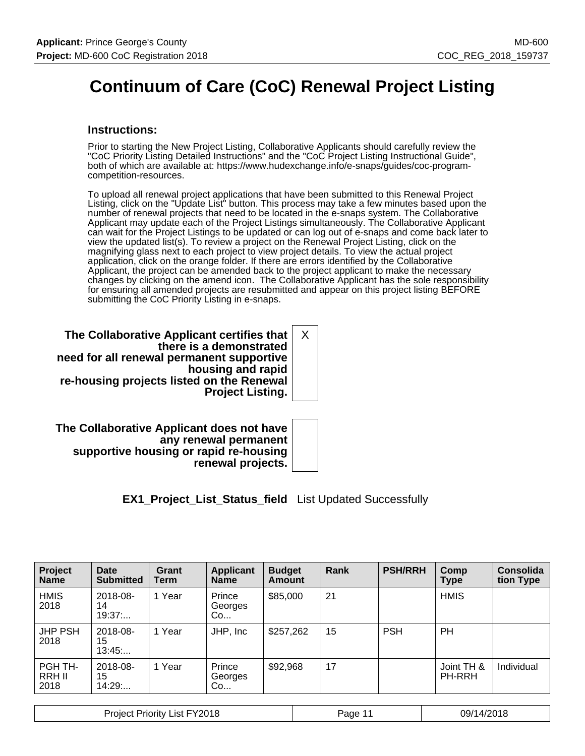# Continuum of Care (CoC) Renewal Project Listing

### Instructions:

Prior to starting the New Project Listing, Collaborative Applicants should carefully review the "CoC Priority Listing Detailed Instructions" and the "CoC Project Listing Instructional Guide", both of which are available at: https://www.hudexchange.info/e-snaps/guides/coc-program-competition-resources.

To upload all renewal project applications that have been submitted to this Renewal Project Listing, click on the "Update List" button. This process may take a few minutes based upon the number of renewal projects that need to be located in the e-snaps system. The Collaborative Applicant may update each of the Project Listings simultaneously. The Collaborative Applicant can wait for the Project Listings to be updated or can log out of e-snaps and come back later to view the updated list(s). To review a project on the Renewal Project Listing, click on the magnifying glass next to each project to view project details. To view the actual project application, click on the orange folder. If there are errors identified by the Collaborative Applicant, the project can be amended back to the project applicant to make the necessary changes by clicking on the amend icon. The Collaborative Applicant has the sole responsibility for ensuring all amended projects are resubmitted and appear on this project listing BEFORE submitting the CoC Priority Listing in e-snaps.

**The Collaborative Applicant certifies that there is a demonstrated need for all renewal permanent supportive housing and rapid re-housing projects listed on the Renewal Project Listing.** X

**The Collaborative Applicant does not have any renewal permanent supportive housing or rapid re-housing renewal projects.**

**EX1_Project_List_Status_field** List Updated Successfully

| Project Name | Date Submitted | Grant Term | Applicant Name | Budget Amount | Rank | PSH/RRH | Comp Type | Consolidation Type |
|---|---|---|---|---|---|---|---|---|
| HMIS 2018 | 2018-08-14 19:37:... | 1 Year | Prince Georges Co... | $85,000 | 21 | | HMIS | |
| JHP PSH 2018 | 2018-08-15 13:45:... | 1 Year | JHP, Inc | $257,262 | 15 | PSH | PH | |
| PGH TH-RRH II 2018 | 2018-08-15 14:29:... | 1 Year | Prince Georges Co... | $92,968 | 17 | | Joint TH & PH-RRH | Individual |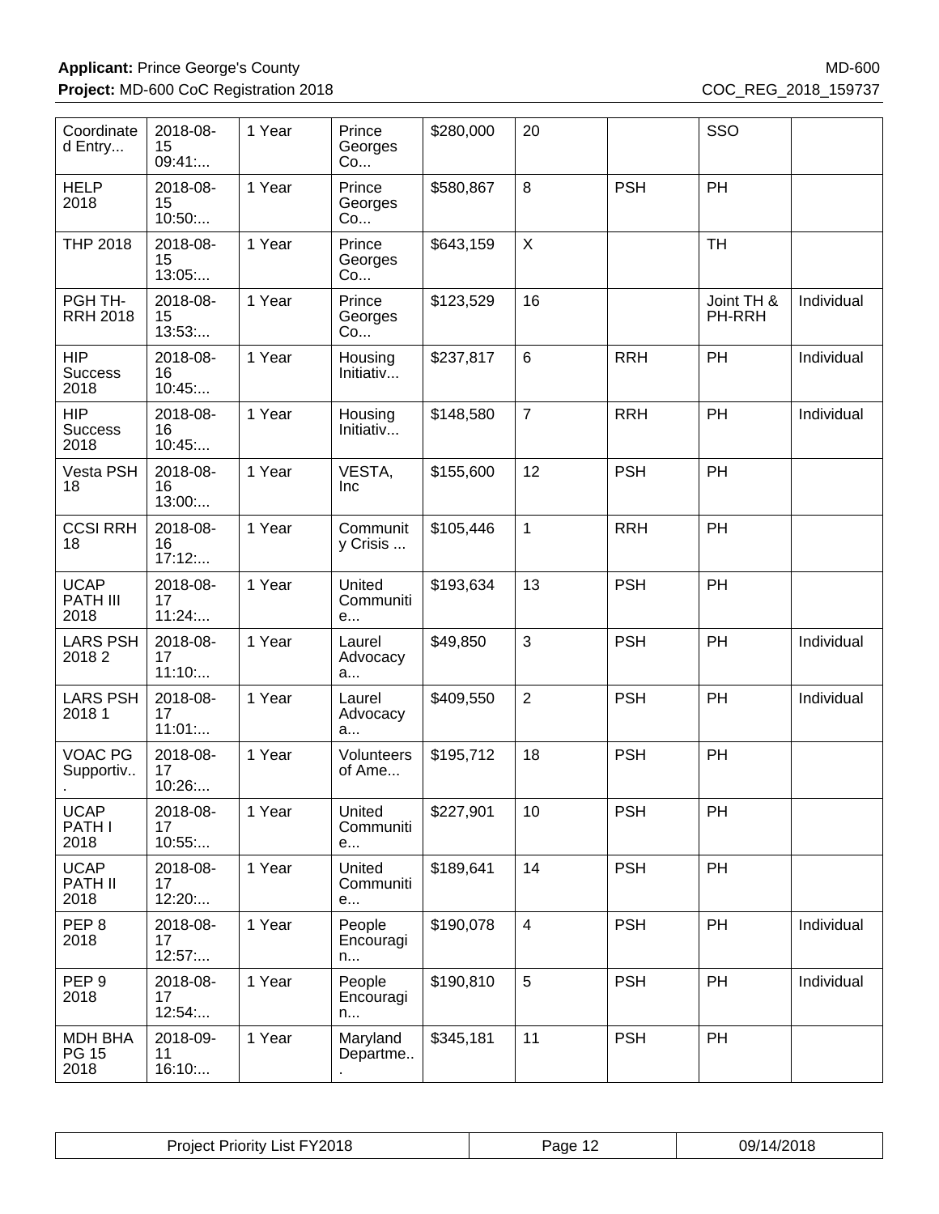| | | | | | | | | |
|---|---|---|---|---|---|---|---|---|
| Coordinated Entry... | 2018-08-15 09:41:... | 1 Year | Prince Georges Co... | $280,000 | 20 | | SSO | |
| HELP 2018 | 2018-08-15 10:50:... | 1 Year | Prince Georges Co... | $580,867 | 8 | PSH | PH | |
| THP 2018 | 2018-08-15 13:05:... | 1 Year | Prince Georges Co... | $643,159 | X | | TH | |
| PGH TH-RRH 2018 | 2018-08-15 13:53:... | 1 Year | Prince Georges Co... | $123,529 | 16 | | Joint TH & PH-RRH | Individual |
| HIP Success 2018 | 2018-08-16 10:45:... | 1 Year | Housing Initiativ... | $237,817 | 6 | RRH | PH | Individual |
| HIP Success 2018 | 2018-08-16 10:45:... | 1 Year | Housing Initiativ... | $148,580 | 7 | RRH | PH | Individual |
| Vesta PSH 18 | 2018-08-16 13:00:... | 1 Year | VESTA, Inc | $155,600 | 12 | PSH | PH | |
| CCSI RRH 18 | 2018-08-16 17:12:... | 1 Year | Community Crisis ... | $105,446 | 1 | RRH | PH | |
| UCAP PATH III 2018 | 2018-08-17 11:24:... | 1 Year | United Communitie... | $193,634 | 13 | PSH | PH | |
| LARS PSH 2018 2 | 2018-08-17 11:10:... | 1 Year | Laurel Advocacya... | $49,850 | 3 | PSH | PH | Individual |
| LARS PSH 2018 1 | 2018-08-17 11:01:... | 1 Year | Laurel Advocacya... | $409,550 | 2 | PSH | PH | Individual |
| VOAC PG Supportiv... | 2018-08-17 10:26:... | 1 Year | Volunteers of Ame... | $195,712 | 18 | PSH | PH | |
| UCAP PATH I 2018 | 2018-08-17 10:55:... | 1 Year | United Communitie... | $227,901 | 10 | PSH | PH | |
| UCAP PATH II 2018 | 2018-08-17 12:20:... | 1 Year | United Communitie... | $189,641 | 14 | PSH | PH | |
| PEP 8 2018 | 2018-08-17 12:57:... | 1 Year | People Encouragin... | $190,078 | 4 | PSH | PH | Individual |
| PEP 9 2018 | 2018-08-17 12:54:... | 1 Year | People Encouragin... | $190,810 | 5 | PSH | PH | Individual |
| MDH BHA PG 15 2018 | 2018-09-11 16:10:... | 1 Year | Maryland Departme... | $345,181 | 11 | PSH | PH | |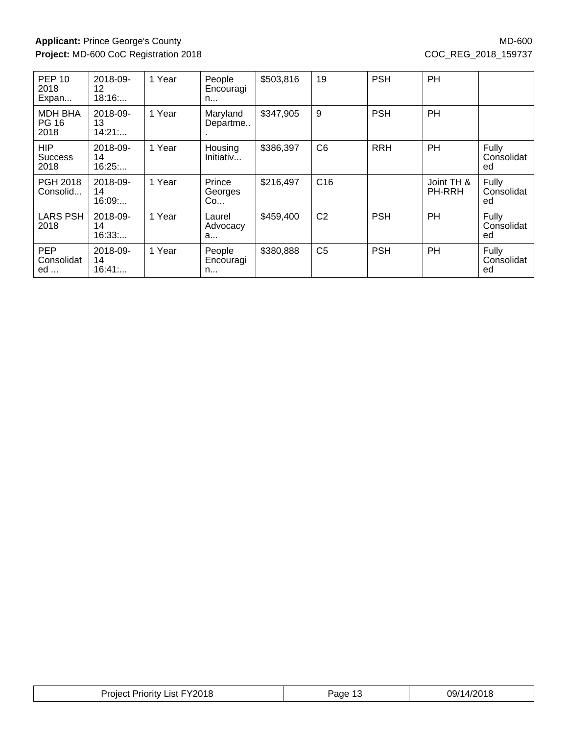| PEP 10 2018 Expan... | 2018-09-12 18:16:... | 1 Year | People Encouragin... | $503,816 | 19 | PSH | PH | |
|---|---|---|---|---|---|---|---|---|
| MDH BHA PG 16 2018 | 2018-09-13 14:21:... | 1 Year | Maryland Departme... | $347,905 | 9 | PSH | PH | |
| HIP Success 2018 | 2018-09-14 16:25:... | 1 Year | Housing Initiativ... | $386,397 | C6 | RRH | PH | Fully Consolidated |
| PGH 2018 Consolid... | 2018-09-14 16:09:... | 1 Year | Prince Georges Co... | $216,497 | C16 | | Joint TH & PH-RRH | Fully Consolidated |
| LARS PSH 2018 | 2018-09-14 16:33:... | 1 Year | Laurel Advocacy a... | $459,400 | C2 | PSH | PH | Fully Consolidated |
| PEP Consolidated ... | 2018-09-14 16:41:... | 1 Year | People Encouragin... | $380,888 | C5 | PSH | PH | Fully Consolidated |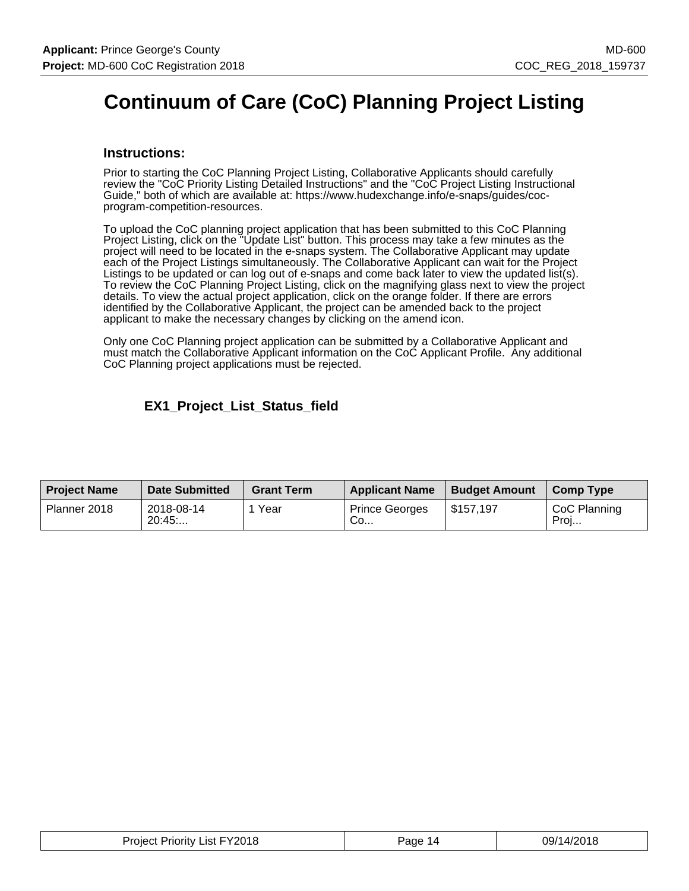# Continuum of Care (CoC) Planning Project Listing

## Instructions:

Prior to starting the CoC Planning Project Listing, Collaborative Applicants should carefully review the "CoC Priority Listing Detailed Instructions" and the "CoC Project Listing Instructional Guide," both of which are available at: https://www.hudexchange.info/e-snaps/guides/coc-program-competition-resources.

To upload the CoC planning project application that has been submitted to this CoC Planning Project Listing, click on the "Update List" button. This process may take a few minutes as the project will need to be located in the e-snaps system. The Collaborative Applicant may update each of the Project Listings simultaneously. The Collaborative Applicant can wait for the Project Listings to be updated or can log out of e-snaps and come back later to view the updated list(s). To review the CoC Planning Project Listing, click on the magnifying glass next to view the project details. To view the actual project application, click on the orange folder. If there are errors identified by the Collaborative Applicant, the project can be amended back to the project applicant to make the necessary changes by clicking on the amend icon.

Only one CoC Planning project application can be submitted by a Collaborative Applicant and must match the Collaborative Applicant information on the CoC Applicant Profile. Any additional CoC Planning project applications must be rejected.

### EX1_Project_List_Status_field

| Project Name | Date Submitted | Grant Term | Applicant Name | Budget Amount | Comp Type |
|---|---|---|---|---|---|
| Planner 2018 | 2018-08-14 20:45:... | 1 Year | Prince Georges Co... | $157,197 | CoC Planning Proj... |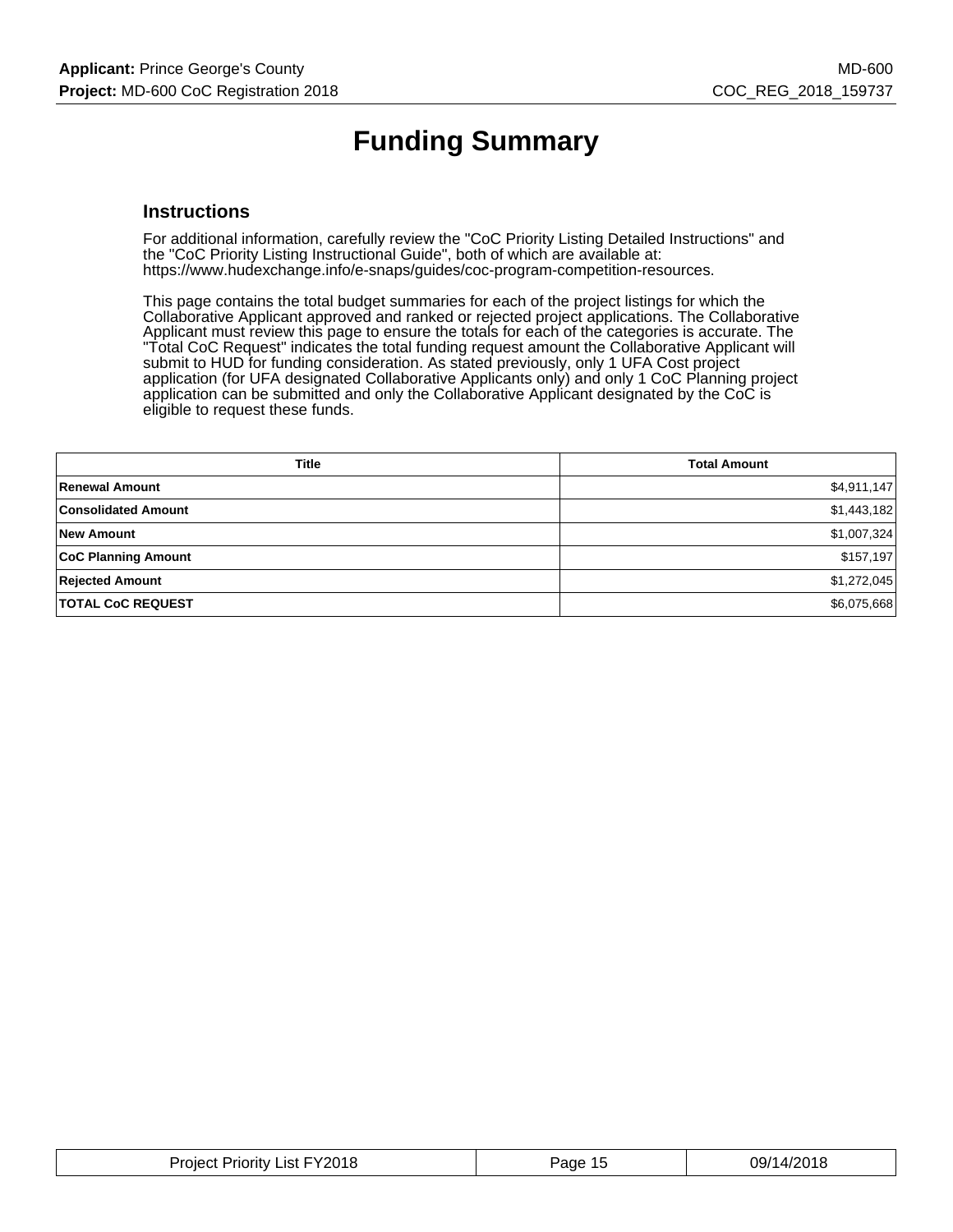# Funding Summary

## Instructions

For additional information, carefully review the "CoC Priority Listing Detailed Instructions" and the "CoC Priority Listing Instructional Guide", both of which are available at: https://www.hudexchange.info/e-snaps/guides/coc-program-competition-resources.

This page contains the total budget summaries for each of the project listings for which the Collaborative Applicant approved and ranked or rejected project applications. The Collaborative Applicant must review this page to ensure the totals for each of the categories is accurate. The "Total CoC Request" indicates the total funding request amount the Collaborative Applicant will submit to HUD for funding consideration. As stated previously, only 1 UFA Cost project application (for UFA designated Collaborative Applicants only) and only 1 CoC Planning project application can be submitted and only the Collaborative Applicant designated by the CoC is eligible to request these funds.

| Title | Total Amount |
|---|---|
| **Renewal Amount** | $4,911,147 |
| **Consolidated Amount** | $1,443,182 |
| **New Amount** | $1,007,324 |
| **CoC Planning Amount** | $157,197 |
| **Rejected Amount** | $1,272,045 |
| **TOTAL CoC REQUEST** | $6,075,668 |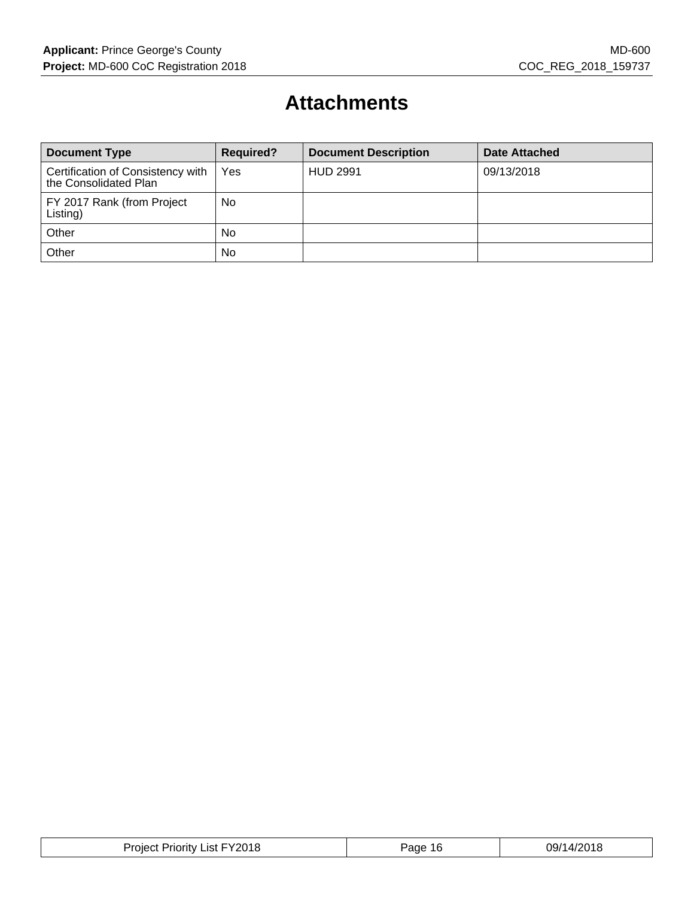# Attachments

| Document Type | Required? | Document Description | Date Attached |
|---|---|---|---|
| Certification of Consistency with the Consolidated Plan | Yes | HUD 2991 | 09/13/2018 |
| FY 2017 Rank (from Project Listing) | No | | |
| Other | No | | |
| Other | No | | |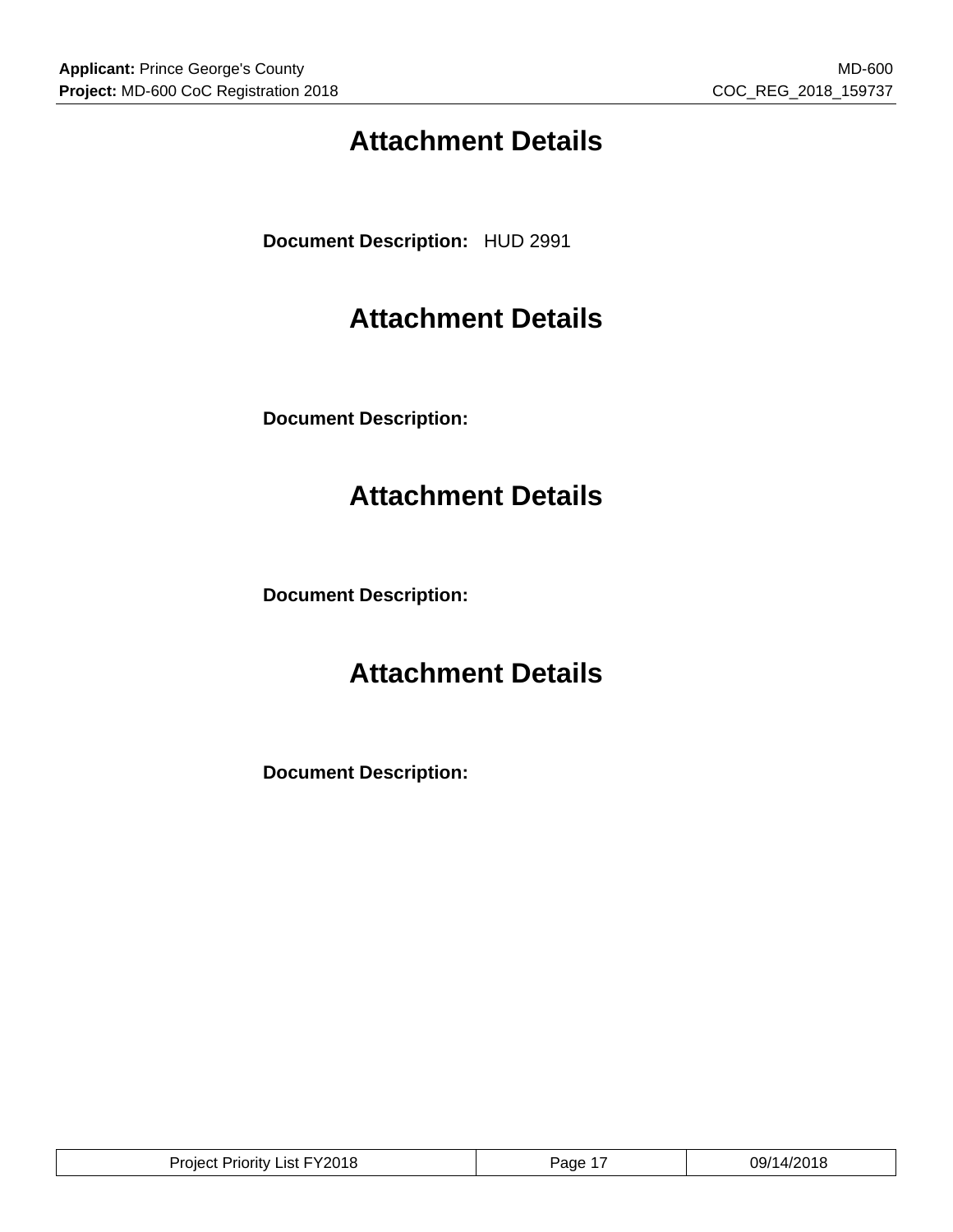# Attachment Details

**Document Description:** HUD 2991

# Attachment Details

**Document Description:**

# Attachment Details

**Document Description:**

# Attachment Details

**Document Description:**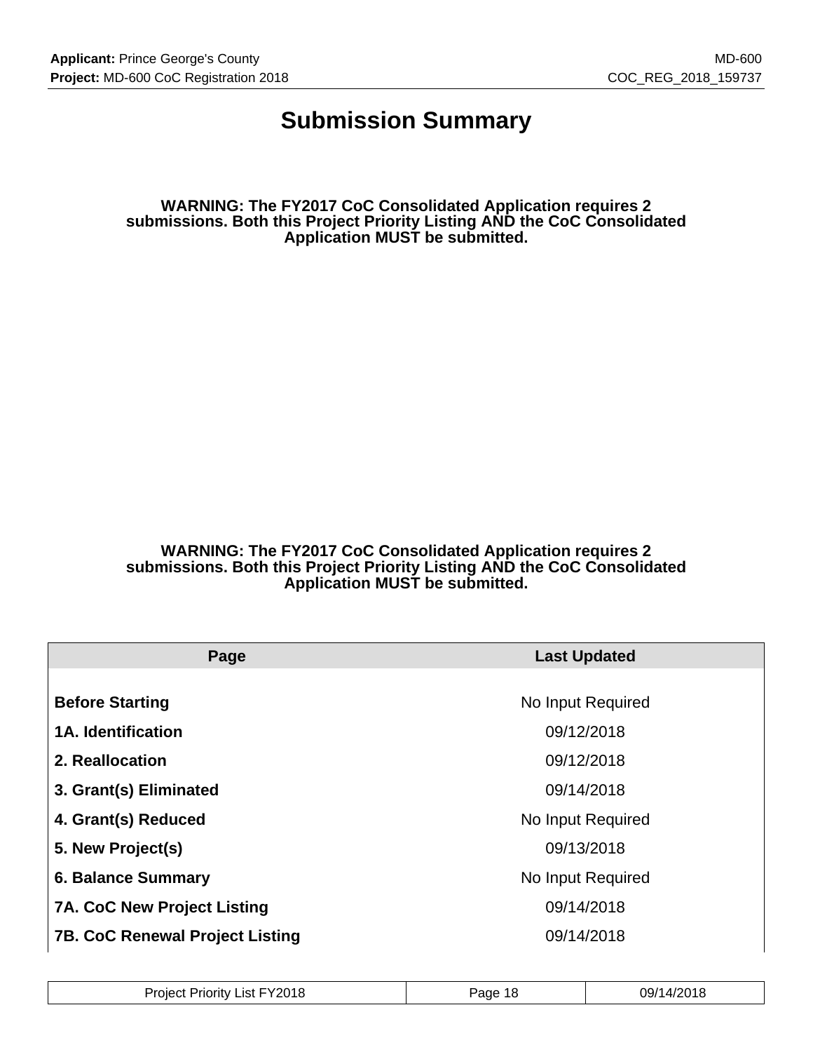# Submission Summary

**WARNING: The FY2017 CoC Consolidated Application requires 2 submissions. Both this Project Priority Listing AND the CoC Consolidated Application MUST be submitted.**

**WARNING: The FY2017 CoC Consolidated Application requires 2 submissions. Both this Project Priority Listing AND the CoC Consolidated Application MUST be submitted.**

| Page | Last Updated |
|---|---|
| **Before Starting** | No Input Required |
| **1A. Identification** | 09/12/2018 |
| **2. Reallocation** | 09/12/2018 |
| **3. Grant(s) Eliminated** | 09/14/2018 |
| **4. Grant(s) Reduced** | No Input Required |
| **5. New Project(s)** | 09/13/2018 |
| **6. Balance Summary** | No Input Required |
| **7A. CoC New Project Listing** | 09/14/2018 |
| **7B. CoC Renewal Project Listing** | 09/14/2018 |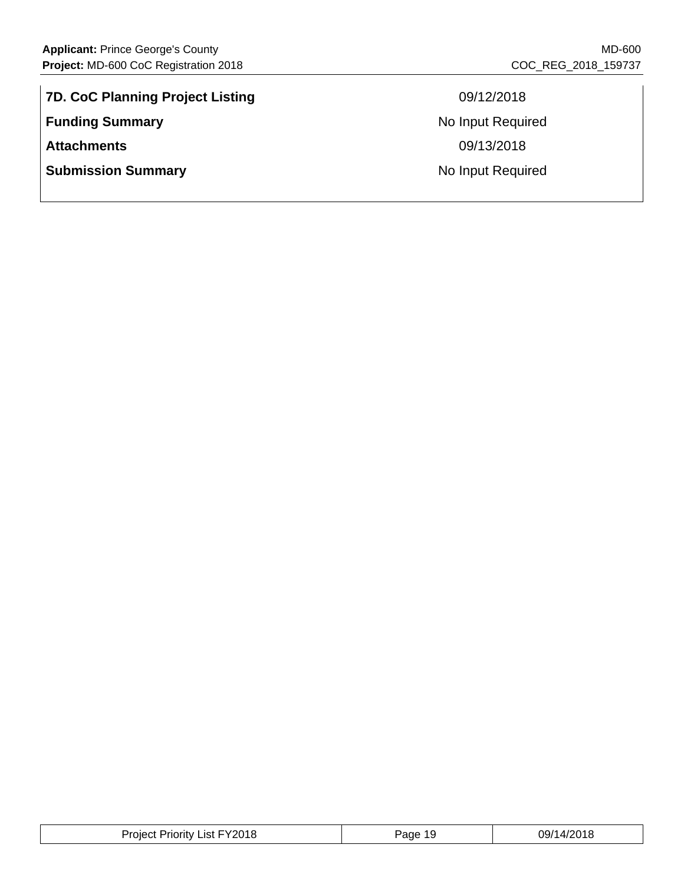| | |
|---|---|
| **7D. CoC Planning Project Listing** | 09/12/2018 |
| **Funding Summary** | No Input Required |
| **Attachments** | 09/13/2018 |
| **Submission Summary** | No Input Required |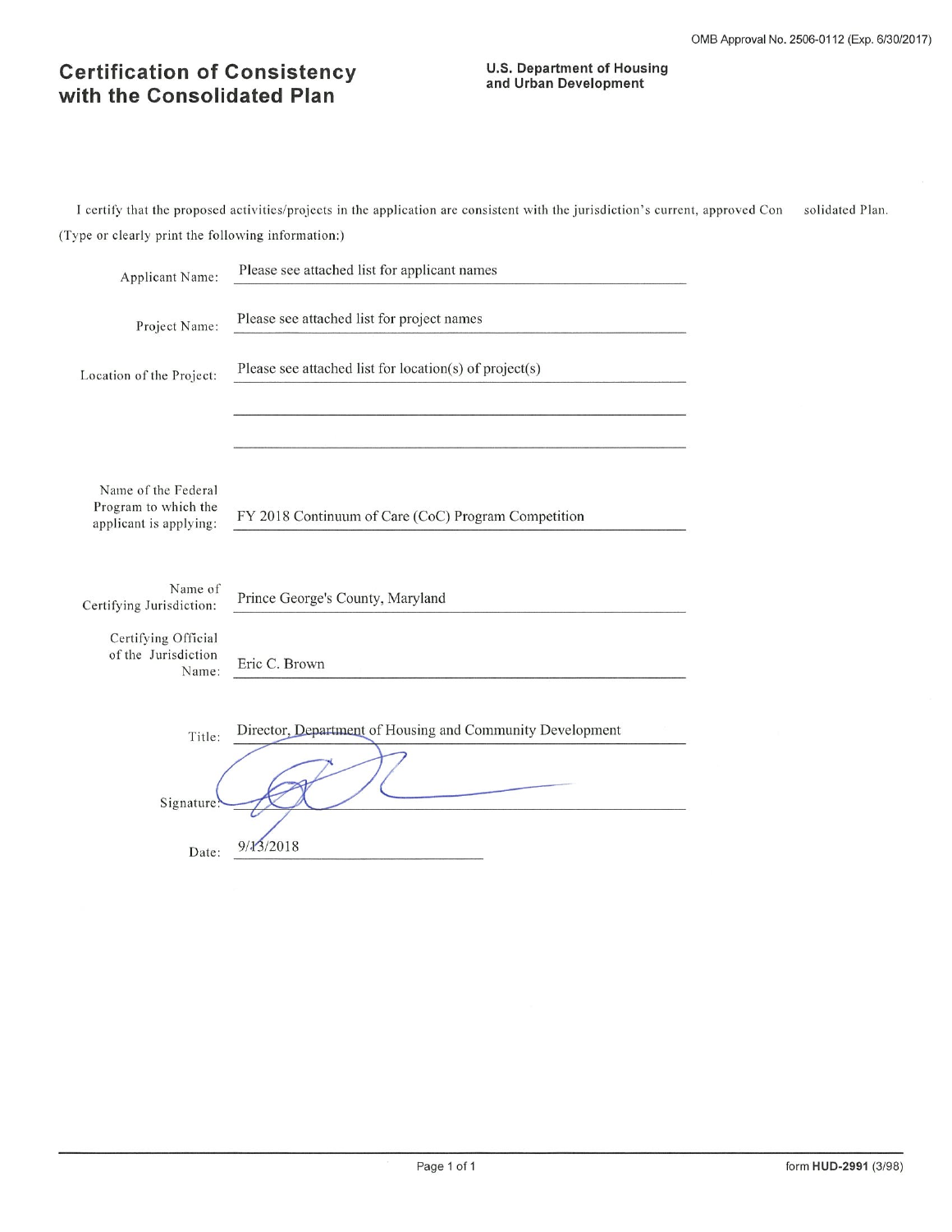OMB Approval No. 2506-0112 (Exp. 6/30/2017)

# Certification of Consistency with the Consolidated Plan

**U.S. Department of Housing and Urban Development**

I certify that the proposed activities/projects in the application are consistent with the jurisdiction's current, approved Consolidated Plan.

(Type or clearly print the following information:)

Applicant Name: Please see attached list for applicant names

Project Name: Please see attached list for project names

Location of the Project: Please see attached list for location(s) of project(s)

Name of the Federal Program to which the applicant is applying: FY 2018 Continuum of Care (CoC) Program Competition

Name of Certifying Jurisdiction: Prince George's County, Maryland

Certifying Official of the Jurisdiction Name: Eric C. Brown

Title: Director, Department of Housing and Community Development

Signature:

Date: 9/13/2018

form **HUD-2991** (3/98)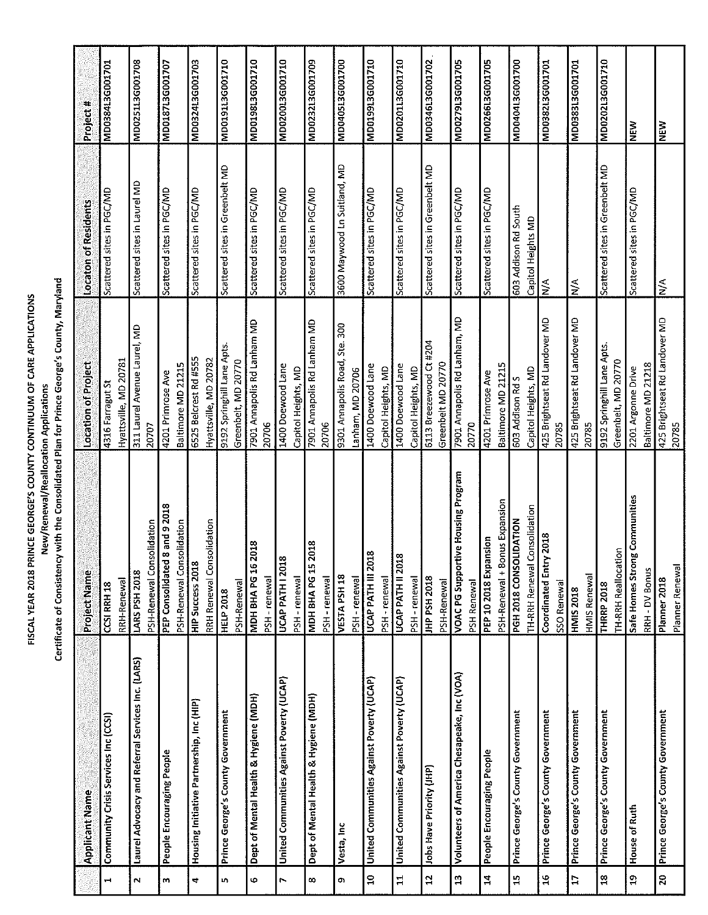# FISCAL YEAR 2018 PRINCE GEORGE'S COUNTY CONTINUUM OF CARE APPLICATIONS

## New/Renewal/Reallocation Applications

### Certificate of Consistency with the Consolidated Plan for Prince George's County, Maryland

| | Applicant Name | Project Name | Location of Project | Locaton of Residents | Project # |
|---|---|---|---|---|---|
| 1 | Community Crisis Services Inc (CCSI) | CCSI RRH 18<br>RRH-Renewal | 4316 Farragut St<br>Hyattsville, MD 20781 | Scattered sites in PGC/MD | MD0384L3G001701 |
| 2 | Laurel Advocacy and Referral Services Inc. (LARS) | LARS PSH 2018<br>PSH-Renewal Consolidation | 311 Laurel Avenue Laurel, MD 20707 | Scattered sites in Laurel MD | MD0251L3G001708 |
| 3 | People Encouraging People | PEP Consolidated 8 and 9 2018<br>PSH-Renewal Consolidation | 4201 Primrose Ave<br>Baltimore MD 21215 | Scattered sites in PGC/MD | MD0187L3G001707 |
| 4 | Housing Initiative Partnership, Inc (HIP) | HIP Success 2018<br>RRH Renewal Consolidation | 6525 Belcrest Rd #555<br>Hyattsville, MD 20782 | Scattered sites in PGC/MD | MD0324L3G001703 |
| 5 | Prince George's County Government | HELP 2018<br>PSH-Renewal | 9192 Springhill Lane Apts.<br>Greenbelt, MD 20770 | Scattered sites in Greenbelt MD | MD0191L3G001710 |
| 6 | Dept of Mental Health & Hygiene (MDH) | MDH BHA PG 16 2018<br>PSH - renewal | 7901 Annapolis Rd Lanham MD 20706 | Scattered sites in PGC/MD | MD0198L3G001710 |
| 7 | United Communities Against Poverty (UCAP) | UCAP PATH I 2018<br>PSH - renewal | 1400 Doewood Lane<br>Capitol Heights, MD | Scattered sites in PGC/MD | MD0200L3G001710 |
| 8 | Dept of Mental Health & Hygiene (MDH) | MDH BHA PG 15 2018<br>PSH - renewal | 7901 Annapolis Rd Lanham MD 20706 | Scattered sites in PGC/MD | MD0232L3G001709 |
| 9 | Vesta, Inc | VESTA PSH 18<br>PSH - renewal | 9301 Annapolis Road, Ste. 300<br>Lanham, MD 20706 | 3600 Maywood Ln Suitland, MD | MD0405L3G001700 |
| 10 | United Communities Against Poverty (UCAP) | UCAP PATH III 2018<br>PSH - renewal | 1400 Doewood Lane<br>Capitol Heights, MD | Scattered sites in PGC/MD | MD0199L3G001710 |
| 11 | United Communities Against Poverty (UCAP) | UCAP PATH II 2018<br>PSH - renewal | 1400 Doewood Lane<br>Capitol Heights, MD | Scattered sites in PGC/MD | MD0201L3G001710 |
| 12 | Jobs Have Priority (JHP) | JHP PSH 2018<br>PSH-Renewal | 6113 Breezewood Ct #204<br>Greenbelt MD 20770 | Scattered sites in Greenbelt MD | MD0346L3G001702 |
| 13 | Volunteers of America Chesapeake, Inc (VOA) | VOAC PG Supportive Housing Program<br>PSH Renewal | 7901 Annapolis Rd Lanham, MD 20770 | Scattered sites in PGC/MD | MD0279L3G001705 |
| 14 | People Encouraging People | PEP 10 2018 Expansion<br>PSH-Renewal + Bonus Expansion | 4201 Primrose Ave<br>Baltimore MD 21215 | Scattered sites in PGC/MD | MD0266L3G001705 |
| 15 | Prince George's County Government | PGH 2018 CONSOLIDATION<br>TH-RRH Renewal Consolidation | 603 Addison Rd S<br>Capitol Heights, MD | 603 Addison Rd South<br>Capitol Heights MD | MD0404L3G001700 |
| 16 | Prince George's County Government | Coordinated Entry 2018<br>SSO Renewal | 425 Brightseat Rd Landover MD 20785 | N/A | MD0382L3G001701 |
| 17 | Prince George's County Government | HMIS 2018<br>HMIS Renewal | 425 Brightseat Rd Landover MD 20785 | N/A | MD0383L3G001701 |
| 18 | Prince George's County Government | THRRP 2018<br>TH-RRH Reallocation | 9192 Springhill Lane Apts.<br>Greenbelt, MD 20770 | Scattered sites in Greenbelt MD | MD0202L3G001710 |
| 19 | House of Ruth | Safe Homes Strong Communities<br>RRH - DV Bonus | 2201 Argonne Drive<br>Baltimore MD 21218 | Scattered sites in PGC/MD | NEW |
| 20 | Prince George's County Government | Planner 2018<br>Planner Renewal | 425 Brightseat Rd Landover MD 20785 | N/A | NEW |